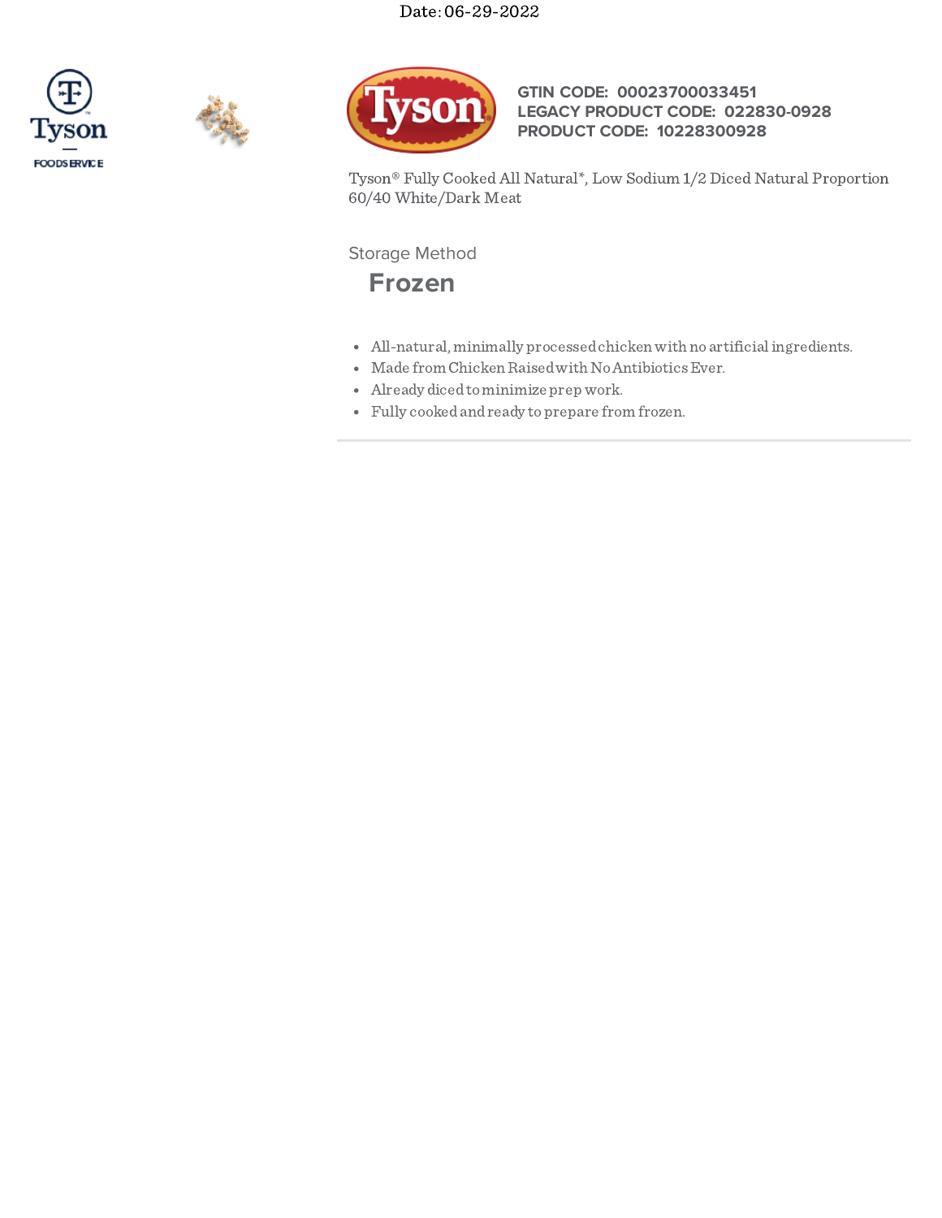Date: 06-29-2022

**GTIN CODE: 00023700033451**
**LEGACY PRODUCT CODE: 022830-0928**
**PRODUCT CODE: 10228300928**

Tyson® Fully Cooked All Natural*, Low Sodium 1/2 Diced Natural Proportion 60/40 White/Dark Meat

Storage Method

## Frozen

- All-natural, minimally processed chicken with no artificial ingredients.
- Made from Chicken Raised with No Antibiotics Ever.
- Already diced to minimize prep work.
- Fully cooked and ready to prepare from frozen.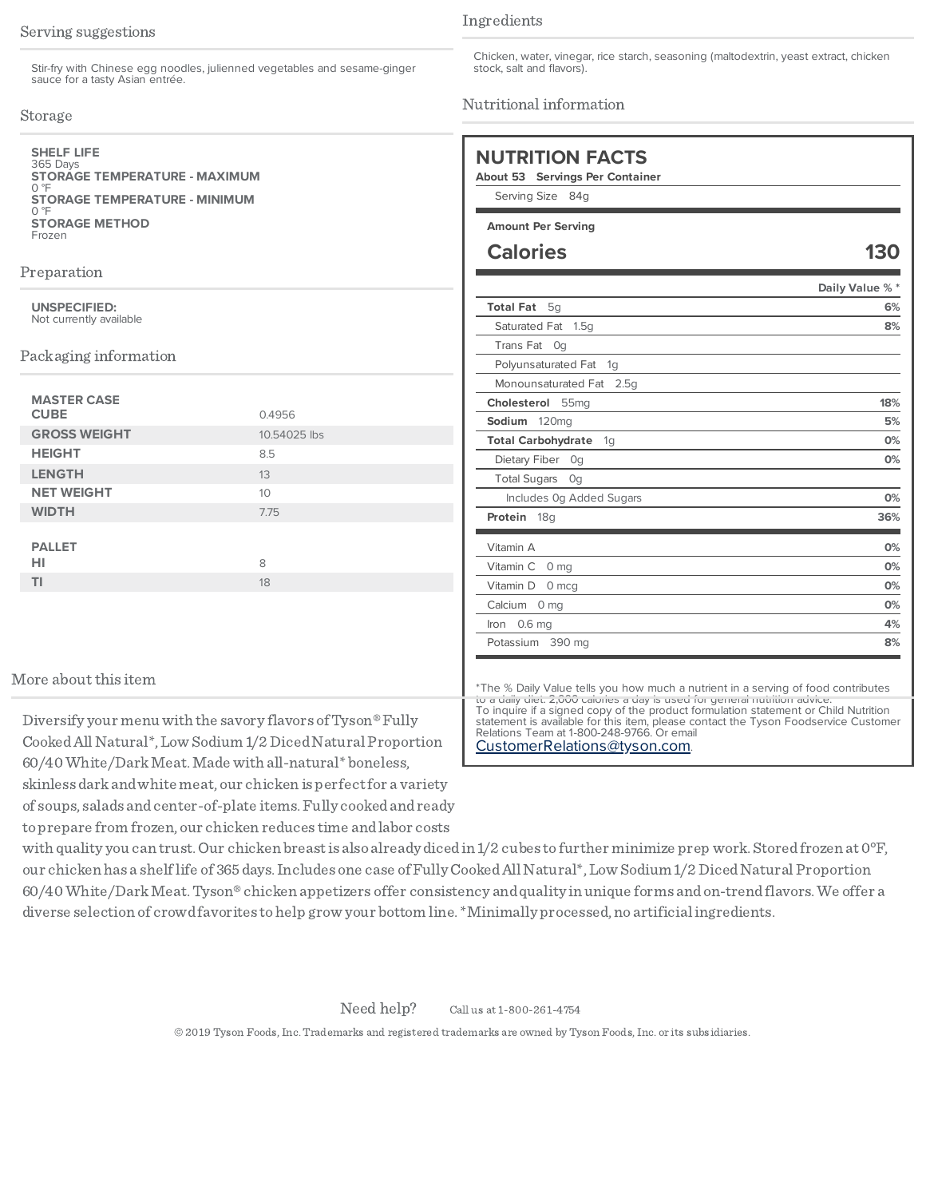## Serving suggestions

Stir-fry with Chinese egg noodles, julienned vegetables and sesame-ginger sauce for a tasty Asian entrée.

## Storage

**SHELF LIFE**
365 Days
**STORAGE TEMPERATURE - MAXIMUM**
0 °F
**STORAGE TEMPERATURE - MINIMUM**
0 °F
**STORAGE METHOD**
Frozen

## Preparation

**UNSPECIFIED:**
Not currently available

## Packaging information

| MASTER CASE | |
|---|---|
| CUBE | 0.4956 |
| GROSS WEIGHT | 10.54025 lbs |
| HEIGHT | 8.5 |
| LENGTH | 13 |
| NET WEIGHT | 10 |
| WIDTH | 7.75 |

| PALLET | |
|---|---|
| HI | 8 |
| TI | 18 |

## Ingredients

Chicken, water, vinegar, rice starch, seasoning (maltodextrin, yeast extract, chicken stock, salt and flavors).

## Nutritional information

**NUTRITION FACTS**
**About 53 Servings Per Container**
Serving Size 84g

| Amount Per Serving | |
|---|---|
| **Calories** | **130** |
| | **Daily Value % \*** |
| **Total Fat** 5g | **6%** |
| Saturated Fat 1.5g | **8%** |
| Trans Fat 0g | |
| Polyunsaturated Fat 1g | |
| Monounsaturated Fat 2.5g | |
| **Cholesterol** 55mg | **18%** |
| **Sodium** 120mg | **5%** |
| **Total Carbohydrate** 1g | **0%** |
| Dietary Fiber 0g | **0%** |
| Total Sugars 0g | |
| Includes 0g Added Sugars | **0%** |
| **Protein** 18g | **36%** |
| Vitamin A | **0%** |
| Vitamin C 0 mg | **0%** |
| Vitamin D 0 mcg | **0%** |
| Calcium 0 mg | **0%** |
| Iron 0.6 mg | **4%** |
| Potassium 390 mg | **8%** |

*The % Daily Value tells you how much a nutrient in a serving of food contributes to a daily diet. 2,000 calories a day is used for general nutrition advice.
To inquire if a signed copy of the product formulation statement or Child Nutrition statement is available for this item, please contact the Tyson Foodservice Customer Relations Team at 1-800-248-9766. Or email CustomerRelations@tyson.com.

## More about this item

Diversify your menu with the savory flavors of Tyson® Fully Cooked All Natural*, Low Sodium 1/2 Diced Natural Proportion 60/40 White/Dark Meat. Made with all-natural* boneless, skinless dark and white meat, our chicken is perfect for a variety of soups, salads and center-of-plate items. Fully cooked and ready to prepare from frozen, our chicken reduces time and labor costs with quality you can trust. Our chicken breast is also already diced in 1/2 cubes to further minimize prep work. Stored frozen at 0°F, our chicken has a shelf life of 365 days. Includes one case of Fully Cooked All Natural*, Low Sodium 1/2 Diced Natural Proportion 60/40 White/Dark Meat. Tyson® chicken appetizers offer consistency and quality in unique forms and on-trend flavors. We offer a diverse selection of crowd favorites to help grow your bottom line. *Minimally processed, no artificial ingredients.

Need help? Call us at 1-800-261-4754

© 2019 Tyson Foods, Inc. Trademarks and registered trademarks are owned by Tyson Foods, Inc. or its subsidiaries.